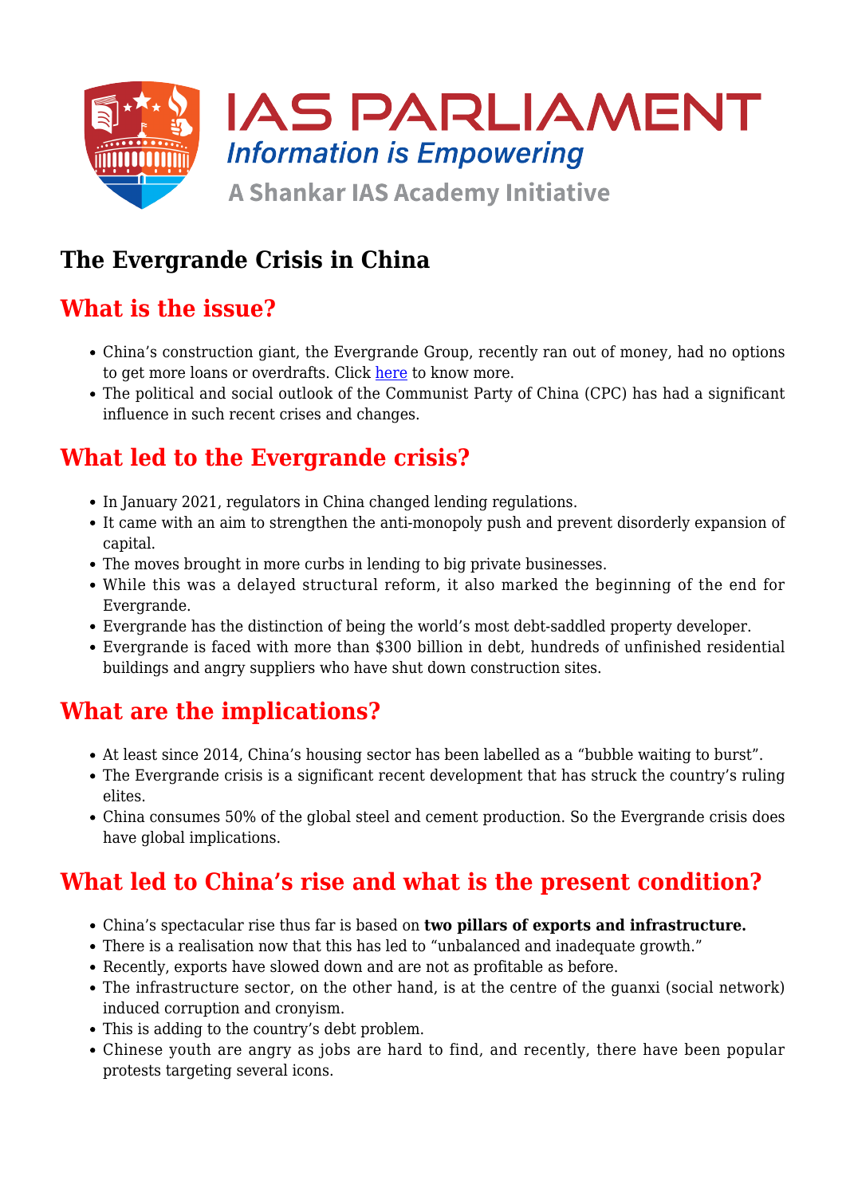# The Evergrande Crisis in China

## What is the issue?

- China's construction giant, the Evergrande Group, recently ran out of money, had no options to get more loans or overdrafts. Click here to know more.
- The political and social outlook of the Communist Party of China (CPC) has had a significant influence in such recent crises and changes.

## What led to the Evergrande crisis?

- In January 2021, regulators in China changed lending regulations.
- It came with an aim to strengthen the anti-monopoly push and prevent disorderly expansion of capital.
- The moves brought in more curbs in lending to big private businesses.
- While this was a delayed structural reform, it also marked the beginning of the end for Evergrande.
- Evergrande has the distinction of being the world's most debt-saddled property developer.
- Evergrande is faced with more than $300 billion in debt, hundreds of unfinished residential buildings and angry suppliers who have shut down construction sites.

## What are the implications?

- At least since 2014, China's housing sector has been labelled as a "bubble waiting to burst".
- The Evergrande crisis is a significant recent development that has struck the country's ruling elites.
- China consumes 50% of the global steel and cement production. So the Evergrande crisis does have global implications.

## What led to China's rise and what is the present condition?

- China's spectacular rise thus far is based on **two pillars of exports and infrastructure.**
- There is a realisation now that this has led to "unbalanced and inadequate growth."
- Recently, exports have slowed down and are not as profitable as before.
- The infrastructure sector, on the other hand, is at the centre of the guanxi (social network) induced corruption and cronyism.
- This is adding to the country's debt problem.
- Chinese youth are angry as jobs are hard to find, and recently, there have been popular protests targeting several icons.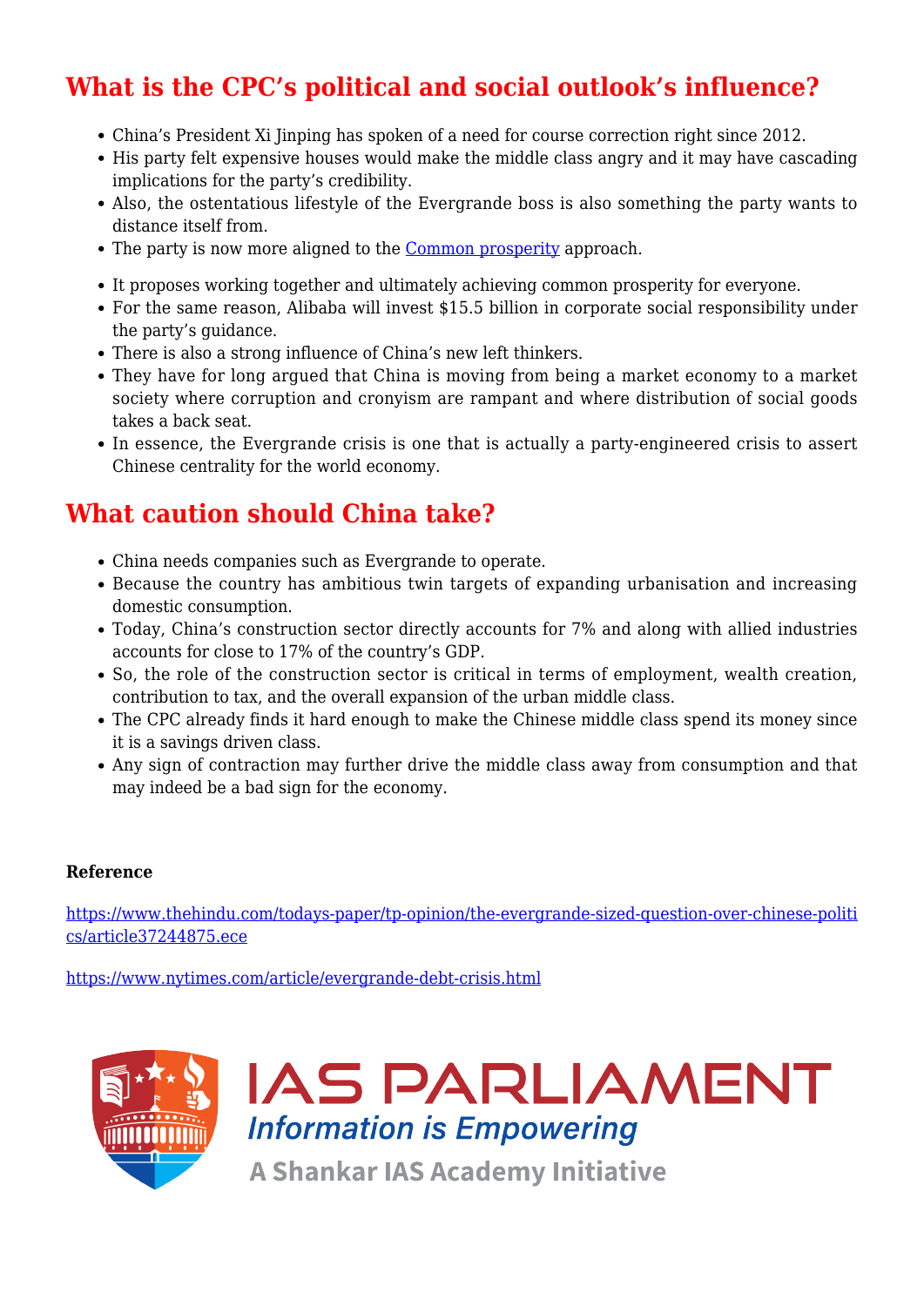## What is the CPC's political and social outlook's influence?

- China's President Xi Jinping has spoken of a need for course correction right since 2012.
- His party felt expensive houses would make the middle class angry and it may have cascading implications for the party's credibility.
- Also, the ostentatious lifestyle of the Evergrande boss is also something the party wants to distance itself from.
- The party is now more aligned to the [Common prosperity](#) approach.

- It proposes working together and ultimately achieving common prosperity for everyone.
- For the same reason, Alibaba will invest $15.5 billion in corporate social responsibility under the party's guidance.
- There is also a strong influence of China's new left thinkers.
- They have for long argued that China is moving from being a market economy to a market society where corruption and cronyism are rampant and where distribution of social goods takes a back seat.
- In essence, the Evergrande crisis is one that is actually a party-engineered crisis to assert Chinese centrality for the world economy.

## What caution should China take?

- China needs companies such as Evergrande to operate.
- Because the country has ambitious twin targets of expanding urbanisation and increasing domestic consumption.
- Today, China's construction sector directly accounts for 7% and along with allied industries accounts for close to 17% of the country's GDP.
- So, the role of the construction sector is critical in terms of employment, wealth creation, contribution to tax, and the overall expansion of the urban middle class.
- The CPC already finds it hard enough to make the Chinese middle class spend its money since it is a savings driven class.
- Any sign of contraction may further drive the middle class away from consumption and that may indeed be a bad sign for the economy.

**Reference**

https://www.thehindu.com/todays-paper/tp-opinion/the-evergrande-sized-question-over-chinese-politics/article37244875.ece

https://www.nytimes.com/article/evergrande-debt-crisis.html